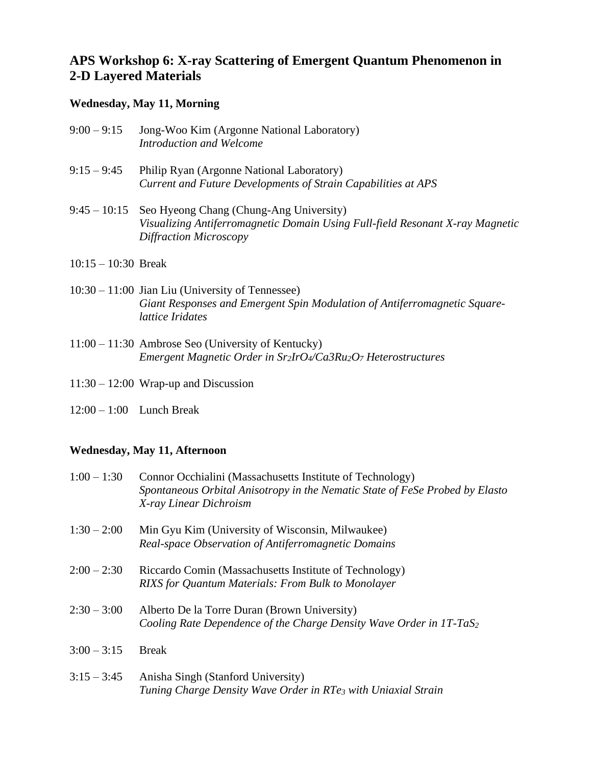# APS Workshop 6: X-ray Scattering of Emergent Quantum Phenomenon in 2-D Layered Materials

### Wednesday, May 11, Morning

9:00 – 9:15 Jong-Woo Kim (Argonne National Laboratory)
*Introduction and Welcome*

9:15 – 9:45 Philip Ryan (Argonne National Laboratory)
*Current and Future Developments of Strain Capabilities at APS*

9:45 – 10:15 Seo Hyeong Chang (Chung-Ang University)
*Visualizing Antiferromagnetic Domain Using Full-field Resonant X-ray Magnetic Diffraction Microscopy*

10:15 – 10:30 Break

10:30 – 11:00 Jian Liu (University of Tennessee)
*Giant Responses and Emergent Spin Modulation of Antiferromagnetic Square-lattice Iridates*

11:00 – 11:30 Ambrose Seo (University of Kentucky)
*Emergent Magnetic Order in $Sr_2IrO_4$/Ca3$Ru_2O_7$ Heterostructures*

11:30 – 12:00 Wrap-up and Discussion

12:00 – 1:00 Lunch Break

### Wednesday, May 11, Afternoon

1:00 – 1:30 Connor Occhialini (Massachusetts Institute of Technology)
*Spontaneous Orbital Anisotropy in the Nematic State of FeSe Probed by Elasto X-ray Linear Dichroism*

1:30 – 2:00 Min Gyu Kim (University of Wisconsin, Milwaukee)
*Real-space Observation of Antiferromagnetic Domains*

2:00 – 2:30 Riccardo Comin (Massachusetts Institute of Technology)
*RIXS for Quantum Materials: From Bulk to Monolayer*

2:30 – 3:00 Alberto De la Torre Duran (Brown University)
*Cooling Rate Dependence of the Charge Density Wave Order in 1T-$TaS_2$*

3:00 – 3:15 Break

3:15 – 3:45 Anisha Singh (Stanford University)
*Tuning Charge Density Wave Order in $RTe_3$ with Uniaxial Strain*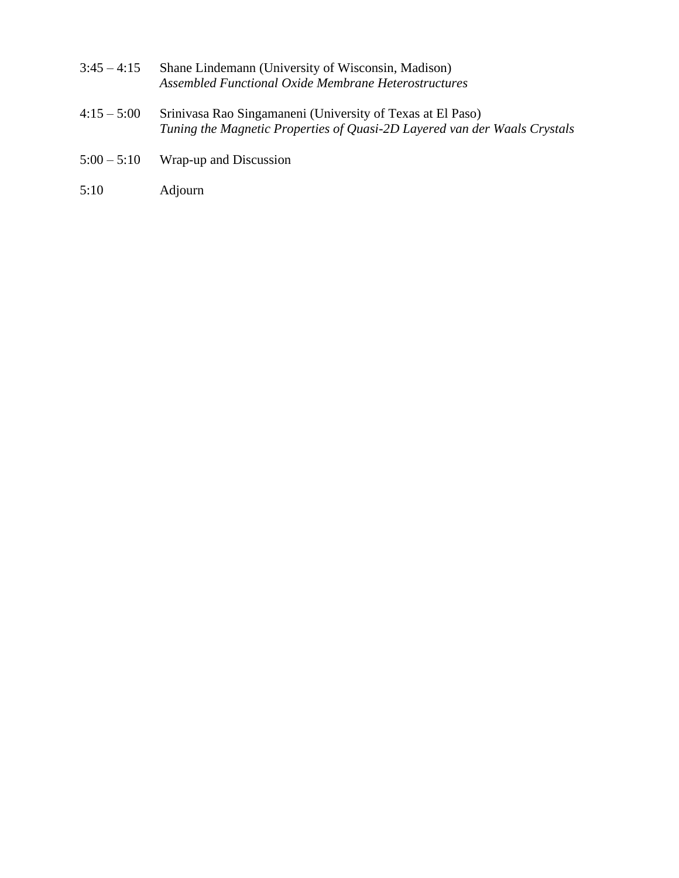3:45 – 4:15 Shane Lindemann (University of Wisconsin, Madison)
*Assembled Functional Oxide Membrane Heterostructures*

4:15 – 5:00 Srinivasa Rao Singamaneni (University of Texas at El Paso)
*Tuning the Magnetic Properties of Quasi-2D Layered van der Waals Crystals*

5:00 – 5:10 Wrap-up and Discussion

5:10 Adjourn